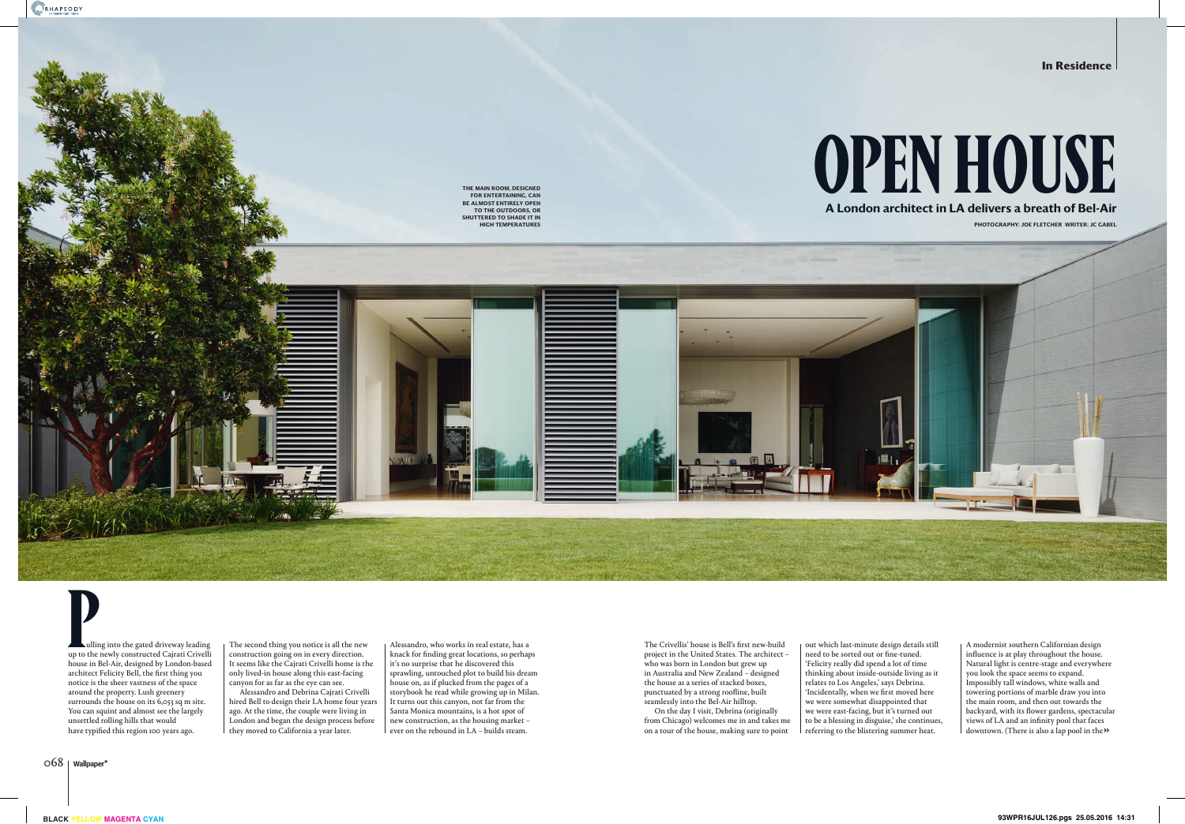In Residence

# OPEN HOUSE

## A London architect in LA delivers a breath of Bel-Air

PHOTOGRAPHY: JOE FLETCHER WRITER: JC GABEL

THE MAIN ROOM, DESIGNED FOR ENTERTAINING, CAN BE ALMOST ENTIRELY OPEN TO THE OUTDOORS, OR SHUTTERED TO SHADE IT IN HIGH TEMPERATURES

Pulling into the gated driveway leading up to the newly constructed Cajrati Crivelli house in Bel-Air, designed by London-based architect Felicity Bell, the first thing you notice is the sheer vastness of the space around the property. Lush greenery surrounds the house on its 6,053 sq m site. You can squint and almost see the largely unsettled rolling hills that would have typified this region 100 years ago.

The second thing you notice is all the new construction going on in every direction. It seems like the Cajrati Crivelli home is the only lived-in house along this east-facing canyon for as far as the eye can see.

Alessandro and Debrina Cajrati Crivelli hired Bell to design their LA home four years ago. At the time, the couple were living in London and began the design process before they moved to California a year later.

Alessandro, who works in real estate, has a knack for finding great locations, so perhaps it's no surprise that he discovered this sprawling, untouched plot to build his dream house on, as if plucked from the pages of a storybook he read while growing up in Milan. It turns out this canyon, not far from the Santa Monica mountains, is a hot spot of new construction, as the housing market – ever on the rebound in LA – builds steam.

The Crivellis' house is Bell's first new-build project in the United States. The architect – who was born in London but grew up in Australia and New Zealand – designed the house as a series of stacked boxes, punctuated by a strong roofline, built seamlessly into the Bel-Air hilltop.

On the day I visit, Debrina (originally from Chicago) welcomes me in and takes me on a tour of the house, making sure to point out which last-minute design details still need to be sorted out or fine-tuned. 'Felicity really did spend a lot of time thinking about inside-outside living as it relates to Los Angeles,' says Debrina. 'Incidentally, when we first moved here we were somewhat disappointed that we were east-facing, but it's turned out to be a blessing in disguise,' she continues, referring to the blistering summer heat.

A modernist southern Californian design influence is at play throughout the house. Natural light is centre-stage and everywhere you look the space seems to expand. Impossibly tall windows, white walls and towering portions of marble draw you into the main room, and then out towards the backyard, with its flower gardens, spectacular views of LA and an infinity pool that faces downtown. (There is also a lap pool in the »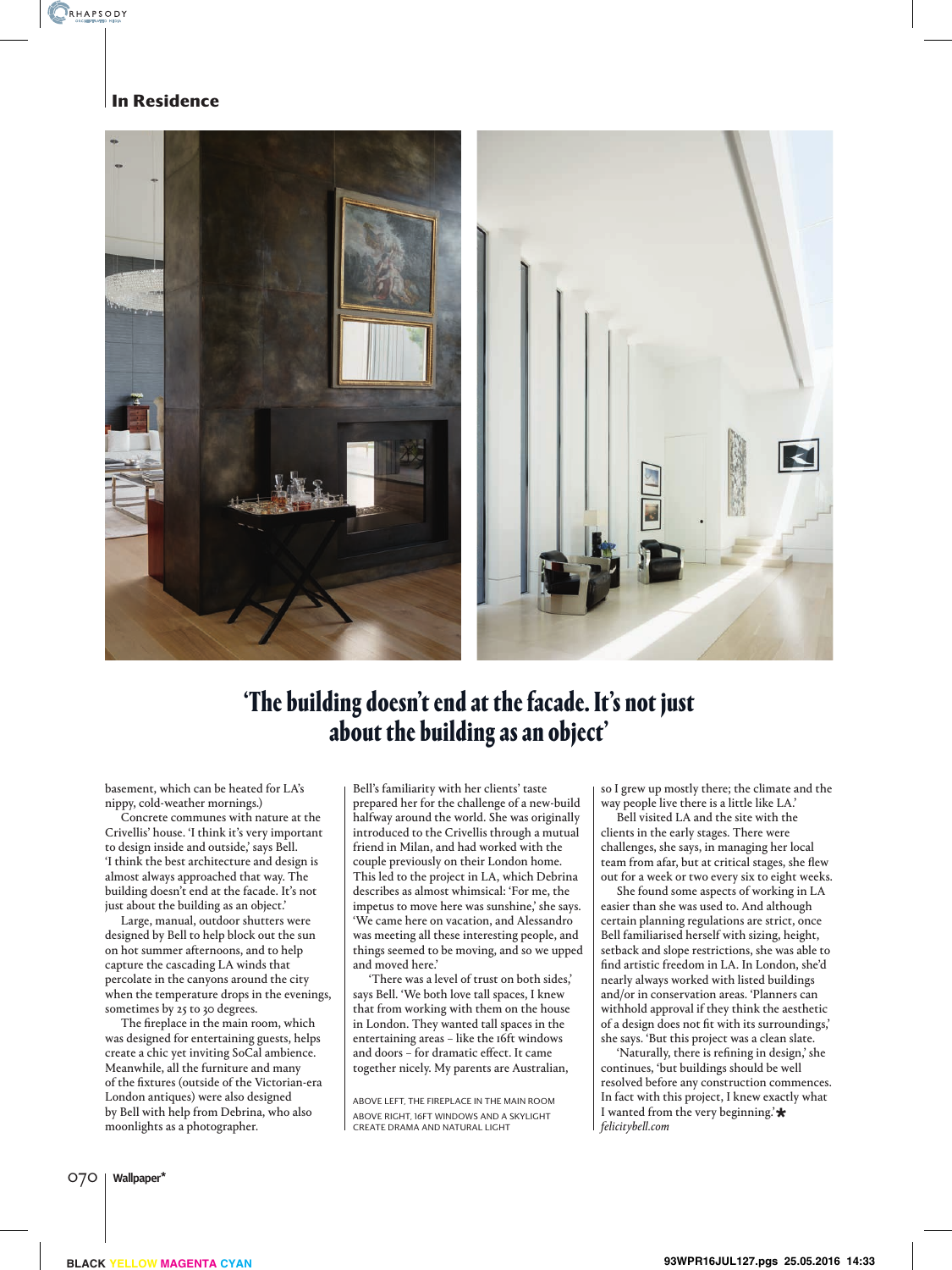## In Residence

# 'The building doesn't end at the facade. It's not just about the building as an object'

basement, which can be heated for LA's nippy, cold-weather mornings.)

Concrete communes with nature at the Crivellis' house. 'I think it's very important to design inside and outside,' says Bell. 'I think the best architecture and design is almost always approached that way. The building doesn't end at the facade. It's not just about the building as an object.'

Large, manual, outdoor shutters were designed by Bell to help block out the sun on hot summer afternoons, and to help capture the cascading LA winds that percolate in the canyons around the city when the temperature drops in the evenings, sometimes by 25 to 30 degrees.

The fireplace in the main room, which was designed for entertaining guests, helps create a chic yet inviting SoCal ambience. Meanwhile, all the furniture and many of the fixtures (outside of the Victorian-era London antiques) were also designed by Bell with help from Debrina, who also moonlights as a photographer.

Bell's familiarity with her clients' taste prepared her for the challenge of a new-build halfway around the world. She was originally introduced to the Crivellis through a mutual friend in Milan, and had worked with the couple previously on their London home. This led to the project in LA, which Debrina describes as almost whimsical: 'For me, the impetus to move here was sunshine,' she says. 'We came here on vacation, and Alessandro was meeting all these interesting people, and things seemed to be moving, and so we upped and moved here.'

'There was a level of trust on both sides,' says Bell. 'We both love tall spaces, I knew that from working with them on the house in London. They wanted tall spaces in the entertaining areas – like the 16ft windows and doors – for dramatic effect. It came together nicely. My parents are Australian, so I grew up mostly there; the climate and the way people live there is a little like LA.'

Bell visited LA and the site with the clients in the early stages. There were challenges, she says, in managing her local team from afar, but at critical stages, she flew out for a week or two every six to eight weeks.

She found some aspects of working in LA easier than she was used to. And although certain planning regulations are strict, once Bell familiarised herself with sizing, height, setback and slope restrictions, she was able to find artistic freedom in LA. In London, she'd nearly always worked with listed buildings and/or in conservation areas. 'Planners can withhold approval if they think the aesthetic of a design does not fit with its surroundings,' she says. 'But this project was a clean slate.'

'Naturally, there is refining in design,' she continues, 'but buildings should be well resolved before any construction commences. In fact with this project, I knew exactly what I wanted from the very beginning.' ★

*felicitybell.com*

ABOVE LEFT, THE FIREPLACE IN THE MAIN ROOM

ABOVE RIGHT, 16FT WINDOWS AND A SKYLIGHT CREATE DRAMA AND NATURAL LIGHT